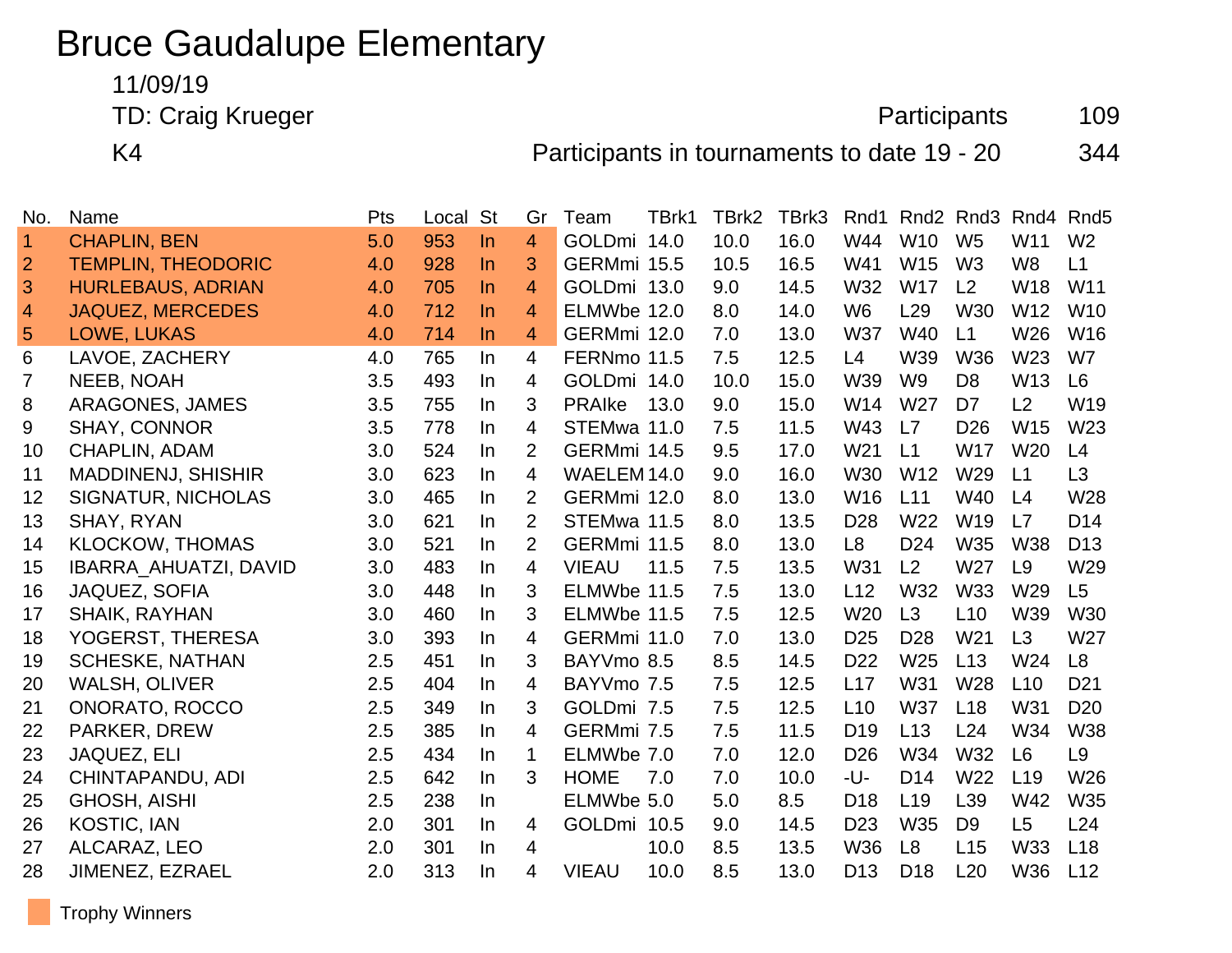# Bruce Gaudalupe Elementary

11/09/19

TD: Craig Krueger

Participants 109

K4

Participants in tournaments to date 19 - 20 344

| No. | Name | Pts | Local | St | Gr | Team | TBrk1 | TBrk2 | TBrk3 | Rnd1 | Rnd2 | Rnd3 | Rnd4 | Rnd5 |
|---|---|---|---|---|---|---|---|---|---|---|---|---|---|---|
| 1 | CHAPLIN, BEN | 5.0 | 953 | In | 4 | GOLDmi | 14.0 | 10.0 | 16.0 | W44 | W10 | W5 | W11 | W2 |
| 2 | TEMPLIN, THEODORIC | 4.0 | 928 | In | 3 | GERMmi | 15.5 | 10.5 | 16.5 | W41 | W15 | W3 | W8 | L1 |
| 3 | HURLEBAUS, ADRIAN | 4.0 | 705 | In | 4 | GOLDmi | 13.0 | 9.0 | 14.5 | W32 | W17 | L2 | W18 | W11 |
| 4 | JAQUEZ, MERCEDES | 4.0 | 712 | In | 4 | ELMWbe | 12.0 | 8.0 | 14.0 | W6 | L29 | W30 | W12 | W10 |
| 5 | LOWE, LUKAS | 4.0 | 714 | In | 4 | GERMmi | 12.0 | 7.0 | 13.0 | W37 | W40 | L1 | W26 | W16 |
| 6 | LAVOE, ZACHERY | 4.0 | 765 | In | 4 | FERNmo | 11.5 | 7.5 | 12.5 | L4 | W39 | W36 | W23 | W7 |
| 7 | NEEB, NOAH | 3.5 | 493 | In | 4 | GOLDmi | 14.0 | 10.0 | 15.0 | W39 | W9 | D8 | W13 | L6 |
| 8 | ARAGONES, JAMES | 3.5 | 755 | In | 3 | PRAIke | 13.0 | 9.0 | 15.0 | W14 | W27 | D7 | L2 | W19 |
| 9 | SHAY, CONNOR | 3.5 | 778 | In | 4 | STEMwa | 11.0 | 7.5 | 11.5 | W43 | L7 | D26 | W15 | W23 |
| 10 | CHAPLIN, ADAM | 3.0 | 524 | In | 2 | GERMmi | 14.5 | 9.5 | 17.0 | W21 | L1 | W17 | W20 | L4 |
| 11 | MADDINENJ, SHISHIR | 3.0 | 623 | In | 4 | WAELEM | 14.0 | 9.0 | 16.0 | W30 | W12 | W29 | L1 | L3 |
| 12 | SIGNATUR, NICHOLAS | 3.0 | 465 | In | 2 | GERMmi | 12.0 | 8.0 | 13.0 | W16 | L11 | W40 | L4 | W28 |
| 13 | SHAY, RYAN | 3.0 | 621 | In | 2 | STEMwa | 11.5 | 8.0 | 13.5 | D28 | W22 | W19 | L7 | D14 |
| 14 | KLOCKOW, THOMAS | 3.0 | 521 | In | 2 | GERMmi | 11.5 | 8.0 | 13.0 | L8 | D24 | W35 | W38 | D13 |
| 15 | IBARRA_AHUATZI, DAVID | 3.0 | 483 | In | 4 | VIEAU | 11.5 | 7.5 | 13.5 | W31 | L2 | W27 | L9 | W29 |
| 16 | JAQUEZ, SOFIA | 3.0 | 448 | In | 3 | ELMWbe | 11.5 | 7.5 | 13.0 | L12 | W32 | W33 | W29 | L5 |
| 17 | SHAIK, RAYHAN | 3.0 | 460 | In | 3 | ELMWbe | 11.5 | 7.5 | 12.5 | W20 | L3 | L10 | W39 | W30 |
| 18 | YOGERST, THERESA | 3.0 | 393 | In | 4 | GERMmi | 11.0 | 7.0 | 13.0 | D25 | D28 | W21 | L3 | W27 |
| 19 | SCHESKE, NATHAN | 2.5 | 451 | In | 3 | BAYVmo | 8.5 | 8.5 | 14.5 | D22 | W25 | L13 | W24 | L8 |
| 20 | WALSH, OLIVER | 2.5 | 404 | In | 4 | BAYVmo | 7.5 | 7.5 | 12.5 | L17 | W31 | W28 | L10 | D21 |
| 21 | ONORATO, ROCCO | 2.5 | 349 | In | 3 | GOLDmi | 7.5 | 7.5 | 12.5 | L10 | W37 | L18 | W31 | D20 |
| 22 | PARKER, DREW | 2.5 | 385 | In | 4 | GERMmi | 7.5 | 7.5 | 11.5 | D19 | L13 | L24 | W34 | W38 |
| 23 | JAQUEZ, ELI | 2.5 | 434 | In | 1 | ELMWbe | 7.0 | 7.0 | 12.0 | D26 | W34 | W32 | L6 | L9 |
| 24 | CHINTAPANDU, ADI | 2.5 | 642 | In | 3 | HOME | 7.0 | 7.0 | 10.0 | -U- | D14 | W22 | L19 | W26 |
| 25 | GHOSH, AISHI | 2.5 | 238 | In | | ELMWbe | 5.0 | 5.0 | 8.5 | D18 | L19 | L39 | W42 | W35 |
| 26 | KOSTIC, IAN | 2.0 | 301 | In | 4 | GOLDmi | 10.5 | 9.0 | 14.5 | D23 | W35 | D9 | L5 | L24 |
| 27 | ALCARAZ, LEO | 2.0 | 301 | In | 4 | | 10.0 | 8.5 | 13.5 | W36 | L8 | L15 | W33 | L18 |
| 28 | JIMENEZ, EZRAEL | 2.0 | 313 | In | 4 | VIEAU | 10.0 | 8.5 | 13.0 | D13 | D18 | L20 | W36 | L12 |

Trophy Winners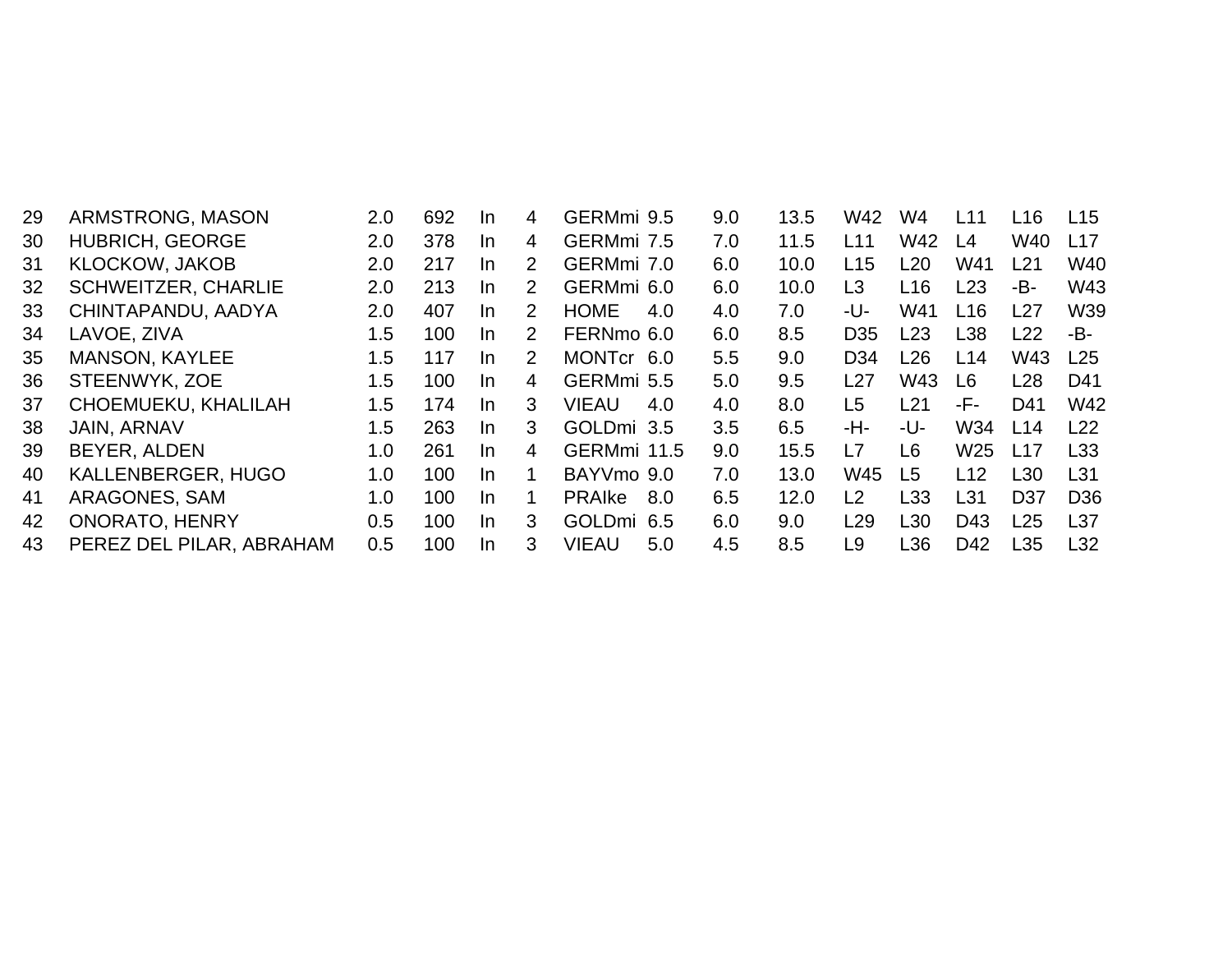| | | | | | | | | | | | | | | |
|---|---|---|---|---|---|---|---|---|---|---|---|---|---|---|
| 29 | ARMSTRONG, MASON | 2.0 | 692 | In | 4 | GERMmi | 9.5 | 9.0 | 13.5 | W42 | W4 | L11 | L16 | L15 |
| 30 | HUBRICH, GEORGE | 2.0 | 378 | In | 4 | GERMmi | 7.5 | 7.0 | 11.5 | L11 | W42 | L4 | W40 | L17 |
| 31 | KLOCKOW, JAKOB | 2.0 | 217 | In | 2 | GERMmi | 7.0 | 6.0 | 10.0 | L15 | L20 | W41 | L21 | W40 |
| 32 | SCHWEITZER, CHARLIE | 2.0 | 213 | In | 2 | GERMmi | 6.0 | 6.0 | 10.0 | L3 | L16 | L23 | -B- | W43 |
| 33 | CHINTAPANDU, AADYA | 2.0 | 407 | In | 2 | HOME | 4.0 | 4.0 | 7.0 | -U- | W41 | L16 | L27 | W39 |
| 34 | LAVOE, ZIVA | 1.5 | 100 | In | 2 | FERNmo | 6.0 | 6.0 | 8.5 | D35 | L23 | L38 | L22 | -B- |
| 35 | MANSON, KAYLEE | 1.5 | 117 | In | 2 | MONTcr | 6.0 | 5.5 | 9.0 | D34 | L26 | L14 | W43 | L25 |
| 36 | STEENWYK, ZOE | 1.5 | 100 | In | 4 | GERMmi | 5.5 | 5.0 | 9.5 | L27 | W43 | L6 | L28 | D41 |
| 37 | CHOEMUEKU, KHALILAH | 1.5 | 174 | In | 3 | VIEAU | 4.0 | 4.0 | 8.0 | L5 | L21 | -F- | D41 | W42 |
| 38 | JAIN, ARNAV | 1.5 | 263 | In | 3 | GOLDmi | 3.5 | 3.5 | 6.5 | -H- | -U- | W34 | L14 | L22 |
| 39 | BEYER, ALDEN | 1.0 | 261 | In | 4 | GERMmi | 11.5 | 9.0 | 15.5 | L7 | L6 | W25 | L17 | L33 |
| 40 | KALLENBERGER, HUGO | 1.0 | 100 | In | 1 | BAYVmo | 9.0 | 7.0 | 13.0 | W45 | L5 | L12 | L30 | L31 |
| 41 | ARAGONES, SAM | 1.0 | 100 | In | 1 | PRAIke | 8.0 | 6.5 | 12.0 | L2 | L33 | L31 | D37 | D36 |
| 42 | ONORATO, HENRY | 0.5 | 100 | In | 3 | GOLDmi | 6.5 | 6.0 | 9.0 | L29 | L30 | D43 | L25 | L37 |
| 43 | PEREZ DEL PILAR, ABRAHAM | 0.5 | 100 | In | 3 | VIEAU | 5.0 | 4.5 | 8.5 | L9 | L36 | D42 | L35 | L32 |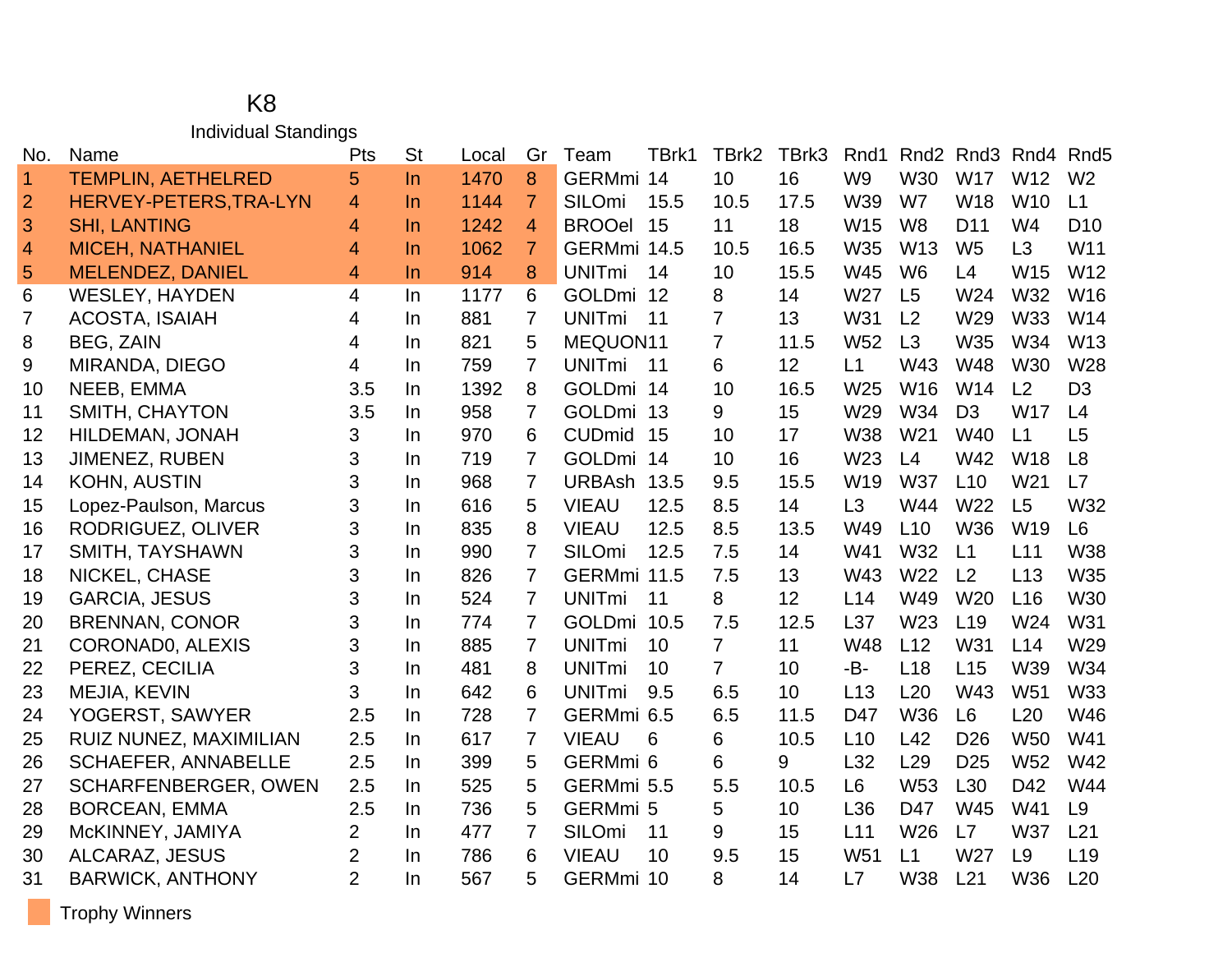# K8

## Individual Standings

| No. | Name | Pts | St | Local | Gr | Team | TBrk1 | TBrk2 | TBrk3 | Rnd1 | Rnd2 | Rnd3 | Rnd4 | Rnd5 |
|---|---|---|---|---|---|---|---|---|---|---|---|---|---|---|
| 1 | TEMPLIN, AETHELRED | 5 | In | 1470 | 8 | GERMmi | 14 | 10 | 16 | W9 | W30 | W17 | W12 | W2 |
| 2 | HERVEY-PETERS,TRA-LYN | 4 | In | 1144 | 7 | SILOmi | 15.5 | 10.5 | 17.5 | W39 | W7 | W18 | W10 | L1 |
| 3 | SHI, LANTING | 4 | In | 1242 | 4 | BROOel | 15 | 11 | 18 | W15 | W8 | D11 | W4 | D10 |
| 4 | MICEH, NATHANIEL | 4 | In | 1062 | 7 | GERMmi | 14.5 | 10.5 | 16.5 | W35 | W13 | W5 | L3 | W11 |
| 5 | MELENDEZ, DANIEL | 4 | In | 914 | 8 | UNITmi | 14 | 10 | 15.5 | W45 | W6 | L4 | W15 | W12 |
| 6 | WESLEY, HAYDEN | 4 | In | 1177 | 6 | GOLDmi | 12 | 8 | 14 | W27 | L5 | W24 | W32 | W16 |
| 7 | ACOSTA, ISAIAH | 4 | In | 881 | 7 | UNITmi | 11 | 7 | 13 | W31 | L2 | W29 | W33 | W14 |
| 8 | BEG, ZAIN | 4 | In | 821 | 5 | MEQUON | 11 | 7 | 11.5 | W52 | L3 | W35 | W34 | W13 |
| 9 | MIRANDA, DIEGO | 4 | In | 759 | 7 | UNITmi | 11 | 6 | 12 | L1 | W43 | W48 | W30 | W28 |
| 10 | NEEB, EMMA | 3.5 | In | 1392 | 8 | GOLDmi | 14 | 10 | 16.5 | W25 | W16 | W14 | L2 | D3 |
| 11 | SMITH, CHAYTON | 3.5 | In | 958 | 7 | GOLDmi | 13 | 9 | 15 | W29 | W34 | D3 | W17 | L4 |
| 12 | HILDEMAN, JONAH | 3 | In | 970 | 6 | CUDmid | 15 | 10 | 17 | W38 | W21 | W40 | L1 | L5 |
| 13 | JIMENEZ, RUBEN | 3 | In | 719 | 7 | GOLDmi | 14 | 10 | 16 | W23 | L4 | W42 | W18 | L8 |
| 14 | KOHN, AUSTIN | 3 | In | 968 | 7 | URBAsh | 13.5 | 9.5 | 15.5 | W19 | W37 | L10 | W21 | L7 |
| 15 | Lopez-Paulson, Marcus | 3 | In | 616 | 5 | VIEAU | 12.5 | 8.5 | 14 | L3 | W44 | W22 | L5 | W32 |
| 16 | RODRIGUEZ, OLIVER | 3 | In | 835 | 8 | VIEAU | 12.5 | 8.5 | 13.5 | W49 | L10 | W36 | W19 | L6 |
| 17 | SMITH, TAYSHAWN | 3 | In | 990 | 7 | SILOmi | 12.5 | 7.5 | 14 | W41 | W32 | L1 | L11 | W38 |
| 18 | NICKEL, CHASE | 3 | In | 826 | 7 | GERMmi | 11.5 | 7.5 | 13 | W43 | W22 | L2 | L13 | W35 |
| 19 | GARCIA, JESUS | 3 | In | 524 | 7 | UNITmi | 11 | 8 | 12 | L14 | W49 | W20 | L16 | W30 |
| 20 | BRENNAN, CONOR | 3 | In | 774 | 7 | GOLDmi | 10.5 | 7.5 | 12.5 | L37 | W23 | L19 | W24 | W31 |
| 21 | CORONAD0, ALEXIS | 3 | In | 885 | 7 | UNITmi | 10 | 7 | 11 | W48 | L12 | W31 | L14 | W29 |
| 22 | PEREZ, CECILIA | 3 | In | 481 | 8 | UNITmi | 10 | 7 | 10 | -B- | L18 | L15 | W39 | W34 |
| 23 | MEJIA, KEVIN | 3 | In | 642 | 6 | UNITmi | 9.5 | 6.5 | 10 | L13 | L20 | W43 | W51 | W33 |
| 24 | YOGERST, SAWYER | 2.5 | In | 728 | 7 | GERMmi | 6.5 | 6.5 | 11.5 | D47 | W36 | L6 | L20 | W46 |
| 25 | RUIZ NUNEZ, MAXIMILIAN | 2.5 | In | 617 | 7 | VIEAU | 6 | 6 | 10.5 | L10 | L42 | D26 | W50 | W41 |
| 26 | SCHAEFER, ANNABELLE | 2.5 | In | 399 | 5 | GERMmi | 6 | 6 | 9 | L32 | L29 | D25 | W52 | W42 |
| 27 | SCHARFENBERGER, OWEN | 2.5 | In | 525 | 5 | GERMmi | 5.5 | 5.5 | 10.5 | L6 | W53 | L30 | D42 | W44 |
| 28 | BORCEAN, EMMA | 2.5 | In | 736 | 5 | GERMmi | 5 | 5 | 10 | L36 | D47 | W45 | W41 | L9 |
| 29 | McKINNEY, JAMIYA | 2 | In | 477 | 7 | SILOmi | 11 | 9 | 15 | L11 | W26 | L7 | W37 | L21 |
| 30 | ALCARAZ, JESUS | 2 | In | 786 | 6 | VIEAU | 10 | 9.5 | 15 | W51 | L1 | W27 | L9 | L19 |
| 31 | BARWICK, ANTHONY | 2 | In | 567 | 5 | GERMmi | 10 | 8 | 14 | L7 | W38 | L21 | W36 | L20 |

Trophy Winners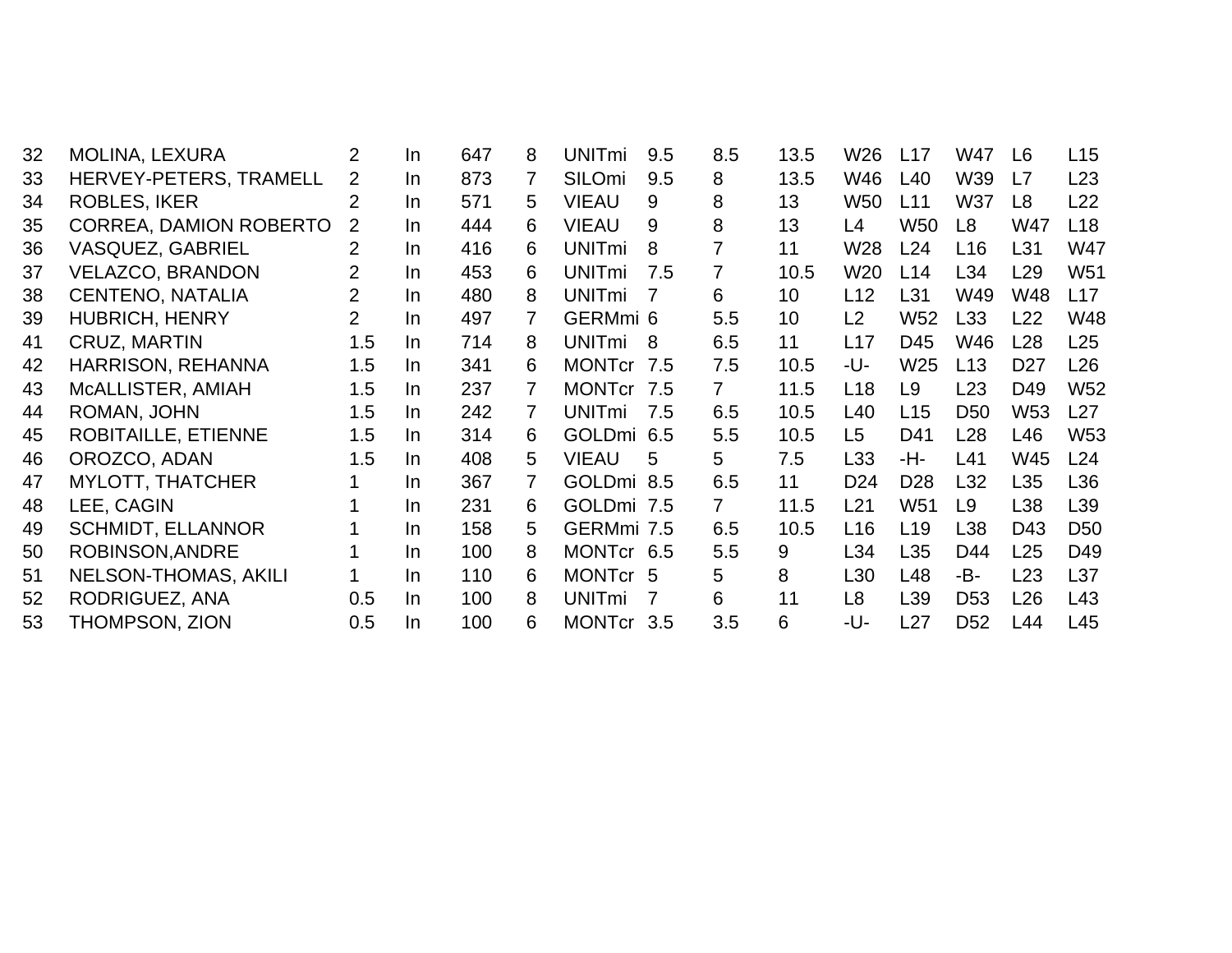| | | | | | | | | | | | | | | |
|---|---|---|---|---|---|---|---|---|---|---|---|---|---|---|
| 32 | MOLINA, LEXURA | 2 | In | 647 | 8 | UNITmi | 9.5 | 8.5 | 13.5 | W26 | L17 | W47 | L6 | L15 |
| 33 | HERVEY-PETERS, TRAMELL | 2 | In | 873 | 7 | SILOmi | 9.5 | 8 | 13.5 | W46 | L40 | W39 | L7 | L23 |
| 34 | ROBLES, IKER | 2 | In | 571 | 5 | VIEAU | 9 | 8 | 13 | W50 | L11 | W37 | L8 | L22 |
| 35 | CORREA, DAMION ROBERTO | 2 | In | 444 | 6 | VIEAU | 9 | 8 | 13 | L4 | W50 | L8 | W47 | L18 |
| 36 | VASQUEZ, GABRIEL | 2 | In | 416 | 6 | UNITmi | 8 | 7 | 11 | W28 | L24 | L16 | L31 | W47 |
| 37 | VELAZCO, BRANDON | 2 | In | 453 | 6 | UNITmi | 7.5 | 7 | 10.5 | W20 | L14 | L34 | L29 | W51 |
| 38 | CENTENO, NATALIA | 2 | In | 480 | 8 | UNITmi | 7 | 6 | 10 | L12 | L31 | W49 | W48 | L17 |
| 39 | HUBRICH, HENRY | 2 | In | 497 | 7 | GERMmi | 6 | 5.5 | 10 | L2 | W52 | L33 | L22 | W48 |
| 41 | CRUZ, MARTIN | 1.5 | In | 714 | 8 | UNITmi | 8 | 6.5 | 11 | L17 | D45 | W46 | L28 | L25 |
| 42 | HARRISON, REHANNA | 1.5 | In | 341 | 6 | MONTcr | 7.5 | 7.5 | 10.5 | -U- | W25 | L13 | D27 | L26 |
| 43 | McALLISTER, AMIAH | 1.5 | In | 237 | 7 | MONTcr | 7.5 | 7 | 11.5 | L18 | L9 | L23 | D49 | W52 |
| 44 | ROMAN, JOHN | 1.5 | In | 242 | 7 | UNITmi | 7.5 | 6.5 | 10.5 | L40 | L15 | D50 | W53 | L27 |
| 45 | ROBITAILLE, ETIENNE | 1.5 | In | 314 | 6 | GOLDmi | 6.5 | 5.5 | 10.5 | L5 | D41 | L28 | L46 | W53 |
| 46 | OROZCO, ADAN | 1.5 | In | 408 | 5 | VIEAU | 5 | 5 | 7.5 | L33 | -H- | L41 | W45 | L24 |
| 47 | MYLOTT, THATCHER | 1 | In | 367 | 7 | GOLDmi | 8.5 | 6.5 | 11 | D24 | D28 | L32 | L35 | L36 |
| 48 | LEE, CAGIN | 1 | In | 231 | 6 | GOLDmi | 7.5 | 7 | 11.5 | L21 | W51 | L9 | L38 | L39 |
| 49 | SCHMIDT, ELLANNOR | 1 | In | 158 | 5 | GERMmi | 7.5 | 6.5 | 10.5 | L16 | L19 | L38 | D43 | D50 |
| 50 | ROBINSON,ANDRE | 1 | In | 100 | 8 | MONTcr | 6.5 | 5.5 | 9 | L34 | L35 | D44 | L25 | D49 |
| 51 | NELSON-THOMAS, AKILI | 1 | In | 110 | 6 | MONTcr | 5 | 5 | 8 | L30 | L48 | -B- | L23 | L37 |
| 52 | RODRIGUEZ, ANA | 0.5 | In | 100 | 8 | UNITmi | 7 | 6 | 11 | L8 | L39 | D53 | L26 | L43 |
| 53 | THOMPSON, ZION | 0.5 | In | 100 | 6 | MONTcr | 3.5 | 3.5 | 6 | -U- | L27 | D52 | L44 | L45 |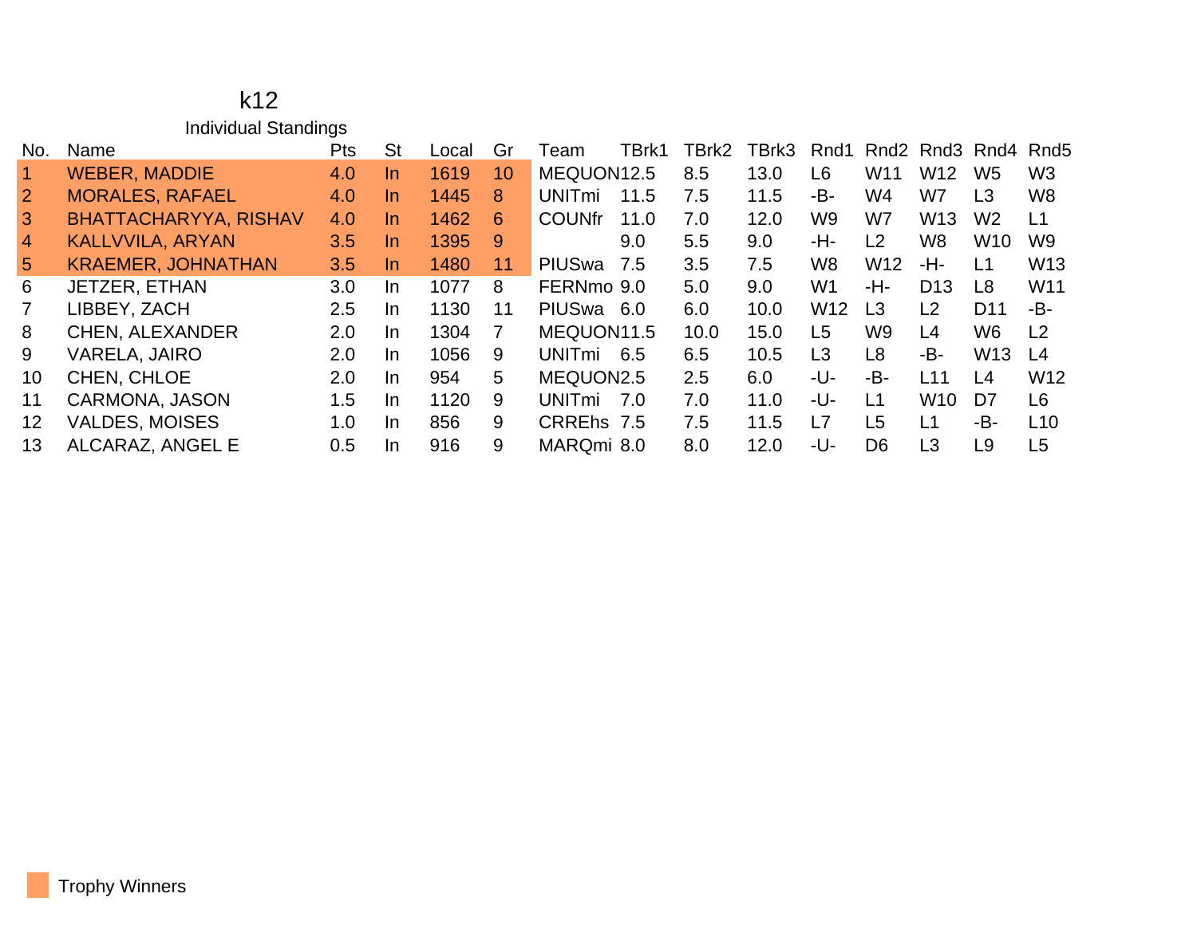# k12

## Individual Standings

| No. | Name | Pts | St | Local | Gr | Team | TBrk1 | TBrk2 | TBrk3 | Rnd1 | Rnd2 | Rnd3 | Rnd4 | Rnd5 |
|---|---|---|---|---|---|---|---|---|---|---|---|---|---|---|
| 1 | WEBER, MADDIE | 4.0 | In | 1619 | 10 | MEQUON | 12.5 | 8.5 | 13.0 | L6 | W11 | W12 | W5 | W3 |
| 2 | MORALES, RAFAEL | 4.0 | In | 1445 | 8 | UNITmi | 11.5 | 7.5 | 11.5 | -B- | W4 | W7 | L3 | W8 |
| 3 | BHATTACHARYYA, RISHAV | 4.0 | In | 1462 | 6 | COUNfr | 11.0 | 7.0 | 12.0 | W9 | W7 | W13 | W2 | L1 |
| 4 | KALLVVILA, ARYAN | 3.5 | In | 1395 | 9 | | 9.0 | 5.5 | 9.0 | -H- | L2 | W8 | W10 | W9 |
| 5 | KRAEMER, JOHNATHAN | 3.5 | In | 1480 | 11 | PIUSwa | 7.5 | 3.5 | 7.5 | W8 | W12 | -H- | L1 | W13 |
| 6 | JETZER, ETHAN | 3.0 | In | 1077 | 8 | FERNmo | 9.0 | 5.0 | 9.0 | W1 | -H- | D13 | L8 | W11 |
| 7 | LIBBEY, ZACH | 2.5 | In | 1130 | 11 | PIUSwa | 6.0 | 6.0 | 10.0 | W12 | L3 | L2 | D11 | -B- |
| 8 | CHEN, ALEXANDER | 2.0 | In | 1304 | 7 | MEQUON | 11.5 | 10.0 | 15.0 | L5 | W9 | L4 | W6 | L2 |
| 9 | VARELA, JAIRO | 2.0 | In | 1056 | 9 | UNITmi | 6.5 | 6.5 | 10.5 | L3 | L8 | -B- | W13 | L4 |
| 10 | CHEN, CHLOE | 2.0 | In | 954 | 5 | MEQUON | 2.5 | 2.5 | 6.0 | -U- | -B- | L11 | L4 | W12 |
| 11 | CARMONA, JASON | 1.5 | In | 1120 | 9 | UNITmi | 7.0 | 7.0 | 11.0 | -U- | L1 | W10 | D7 | L6 |
| 12 | VALDES, MOISES | 1.0 | In | 856 | 9 | CRREhs | 7.5 | 7.5 | 11.5 | L7 | L5 | L1 | -B- | L10 |
| 13 | ALCARAZ, ANGEL E | 0.5 | In | 916 | 9 | MARQmi | 8.0 | 8.0 | 12.0 | -U- | D6 | L3 | L9 | L5 |

Trophy Winners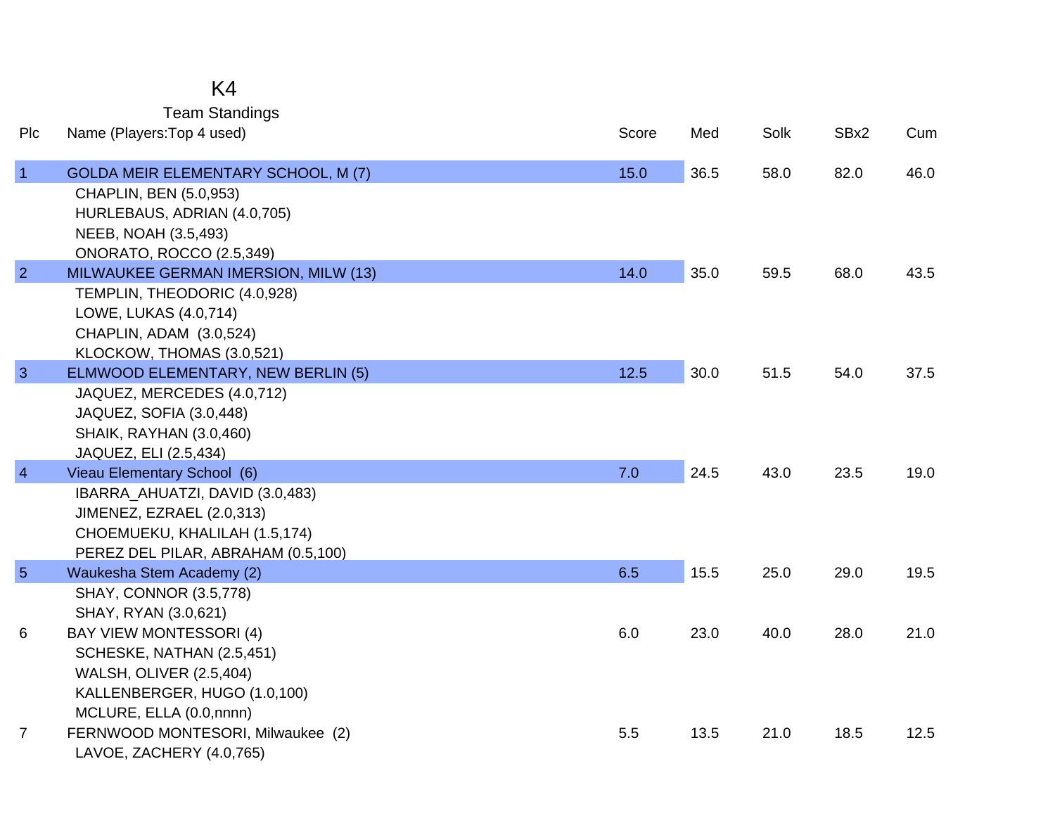# K4

## Team Standings

| Plc | Name (Players:Top 4 used) | Score | Med | Solk | SBx2 | Cum |
|---|---|---|---|---|---|---|
| 1 | GOLDA MEIR ELEMENTARY SCHOOL, M (7) | 15.0 | 36.5 | 58.0 | 82.0 | 46.0 |
| | CHAPLIN, BEN (5.0,953) | | | | | |
| | HURLEBAUS, ADRIAN (4.0,705) | | | | | |
| | NEEB, NOAH (3.5,493) | | | | | |
| | ONORATO, ROCCO (2.5,349) | | | | | |
| 2 | MILWAUKEE GERMAN IMERSION, MILW (13) | 14.0 | 35.0 | 59.5 | 68.0 | 43.5 |
| | TEMPLIN, THEODORIC (4.0,928) | | | | | |
| | LOWE, LUKAS (4.0,714) | | | | | |
| | CHAPLIN, ADAM (3.0,524) | | | | | |
| | KLOCKOW, THOMAS (3.0,521) | | | | | |
| 3 | ELMWOOD ELEMENTARY, NEW BERLIN (5) | 12.5 | 30.0 | 51.5 | 54.0 | 37.5 |
| | JAQUEZ, MERCEDES (4.0,712) | | | | | |
| | JAQUEZ, SOFIA (3.0,448) | | | | | |
| | SHAIK, RAYHAN (3.0,460) | | | | | |
| | JAQUEZ, ELI (2.5,434) | | | | | |
| 4 | Vieau Elementary School (6) | 7.0 | 24.5 | 43.0 | 23.5 | 19.0 |
| | IBARRA_AHUATZI, DAVID (3.0,483) | | | | | |
| | JIMENEZ, EZRAEL (2.0,313) | | | | | |
| | CHOEMUEKU, KHALILAH (1.5,174) | | | | | |
| | PEREZ DEL PILAR, ABRAHAM (0.5,100) | | | | | |
| 5 | Waukesha Stem Academy (2) | 6.5 | 15.5 | 25.0 | 29.0 | 19.5 |
| | SHAY, CONNOR (3.5,778) | | | | | |
| | SHAY, RYAN (3.0,621) | | | | | |
| 6 | BAY VIEW MONTESSORI (4) | 6.0 | 23.0 | 40.0 | 28.0 | 21.0 |
| | SCHESKE, NATHAN (2.5,451) | | | | | |
| | WALSH, OLIVER (2.5,404) | | | | | |
| | KALLENBERGER, HUGO (1.0,100) | | | | | |
| | MCLURE, ELLA (0.0,nnnn) | | | | | |
| 7 | FERNWOOD MONTESORI, Milwaukee (2) | 5.5 | 13.5 | 21.0 | 18.5 | 12.5 |
| | LAVOE, ZACHERY (4.0,765) | | | | | |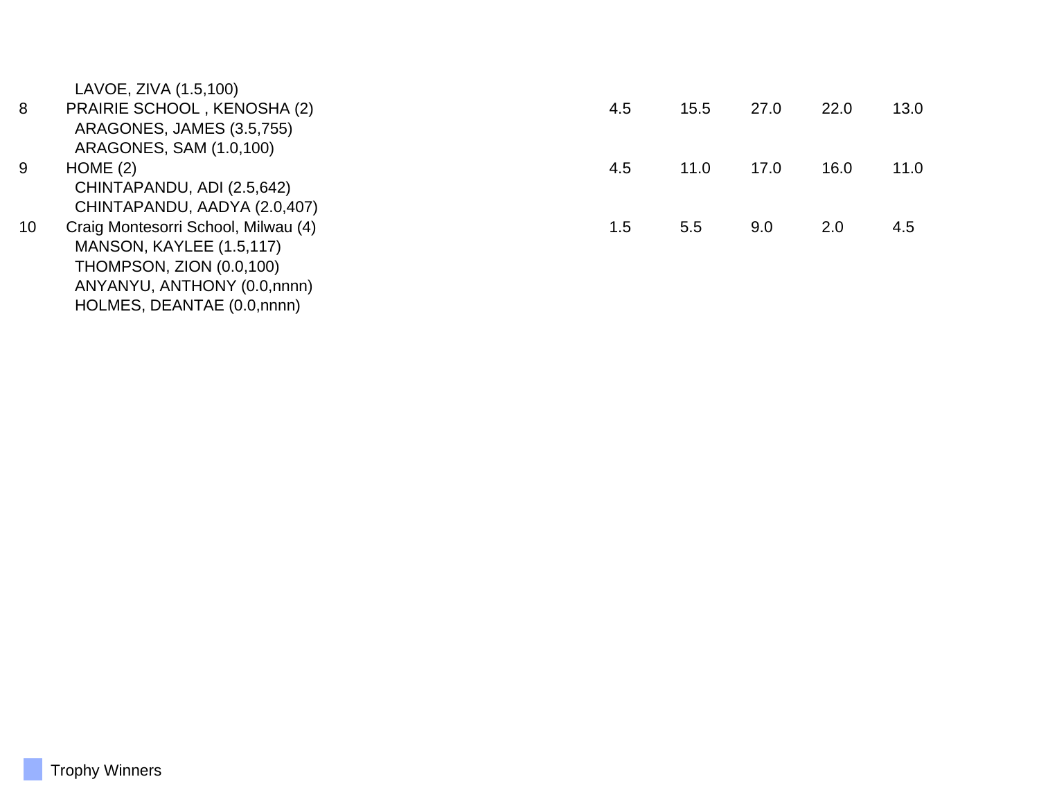| | | | | | | |
|---|---|---|---|---|---|---|
| | LAVOE, ZIVA (1.5,100) | | | | | |
| 8 | PRAIRIE SCHOOL , KENOSHA (2) | 4.5 | 15.5 | 27.0 | 22.0 | 13.0 |
| | ARAGONES, JAMES (3.5,755) | | | | | |
| | ARAGONES, SAM (1.0,100) | | | | | |
| 9 | HOME (2) | 4.5 | 11.0 | 17.0 | 16.0 | 11.0 |
| | CHINTAPANDU, ADI (2.5,642) | | | | | |
| | CHINTAPANDU, AADYA (2.0,407) | | | | | |
| 10 | Craig Montesorri School, Milwau (4) | 1.5 | 5.5 | 9.0 | 2.0 | 4.5 |
| | MANSON, KAYLEE (1.5,117) | | | | | |
| | THOMPSON, ZION (0.0,100) | | | | | |
| | ANYANYU, ANTHONY (0.0,nnnn) | | | | | |
| | HOLMES, DEANTAE (0.0,nnnn) | | | | | |

Trophy Winners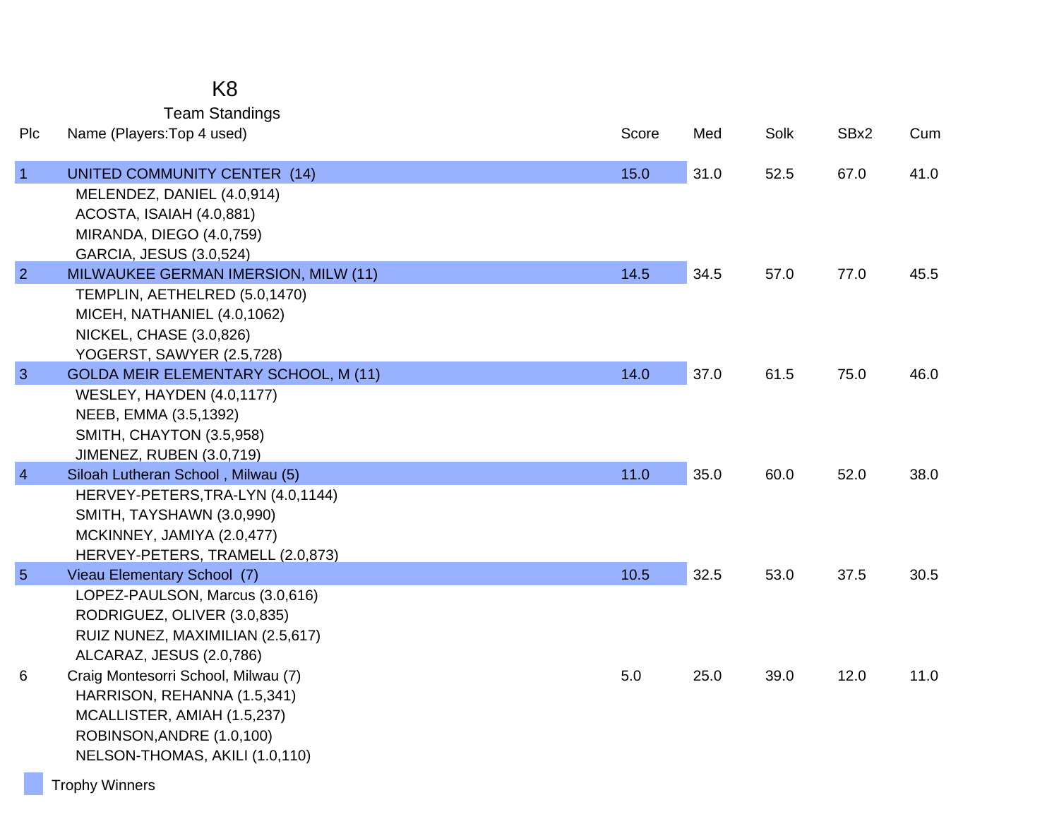# K8

## Team Standings

| Plc | Name (Players:Top 4 used) | Score | Med | Solk | SBx2 | Cum |
|---|---|---|---|---|---|---|
| 1 | UNITED COMMUNITY CENTER (14) | 15.0 | 31.0 | 52.5 | 67.0 | 41.0 |
| | MELENDEZ, DANIEL (4.0,914) | | | | | |
| | ACOSTA, ISAIAH (4.0,881) | | | | | |
| | MIRANDA, DIEGO (4.0,759) | | | | | |
| | GARCIA, JESUS (3.0,524) | | | | | |
| 2 | MILWAUKEE GERMAN IMERSION, MILW (11) | 14.5 | 34.5 | 57.0 | 77.0 | 45.5 |
| | TEMPLIN, AETHELRED (5.0,1470) | | | | | |
| | MICEH, NATHANIEL (4.0,1062) | | | | | |
| | NICKEL, CHASE (3.0,826) | | | | | |
| | YOGERST, SAWYER (2.5,728) | | | | | |
| 3 | GOLDA MEIR ELEMENTARY SCHOOL, M (11) | 14.0 | 37.0 | 61.5 | 75.0 | 46.0 |
| | WESLEY, HAYDEN (4.0,1177) | | | | | |
| | NEEB, EMMA (3.5,1392) | | | | | |
| | SMITH, CHAYTON (3.5,958) | | | | | |
| | JIMENEZ, RUBEN (3.0,719) | | | | | |
| 4 | Siloah Lutheran School , Milwau (5) | 11.0 | 35.0 | 60.0 | 52.0 | 38.0 |
| | HERVEY-PETERS,TRA-LYN (4.0,1144) | | | | | |
| | SMITH, TAYSHAWN (3.0,990) | | | | | |
| | MCKINNEY, JAMIYA (2.0,477) | | | | | |
| | HERVEY-PETERS, TRAMELL (2.0,873) | | | | | |
| 5 | Vieau Elementary School (7) | 10.5 | 32.5 | 53.0 | 37.5 | 30.5 |
| | LOPEZ-PAULSON, Marcus (3.0,616) | | | | | |
| | RODRIGUEZ, OLIVER (3.0,835) | | | | | |
| | RUIZ NUNEZ, MAXIMILIAN (2.5,617) | | | | | |
| | ALCARAZ, JESUS (2.0,786) | | | | | |
| 6 | Craig Montesorri School, Milwau (7) | 5.0 | 25.0 | 39.0 | 12.0 | 11.0 |
| | HARRISON, REHANNA (1.5,341) | | | | | |
| | MCALLISTER, AMIAH (1.5,237) | | | | | |
| | ROBINSON,ANDRE (1.0,100) | | | | | |
| | NELSON-THOMAS, AKILI (1.0,110) | | | | | |

Trophy Winners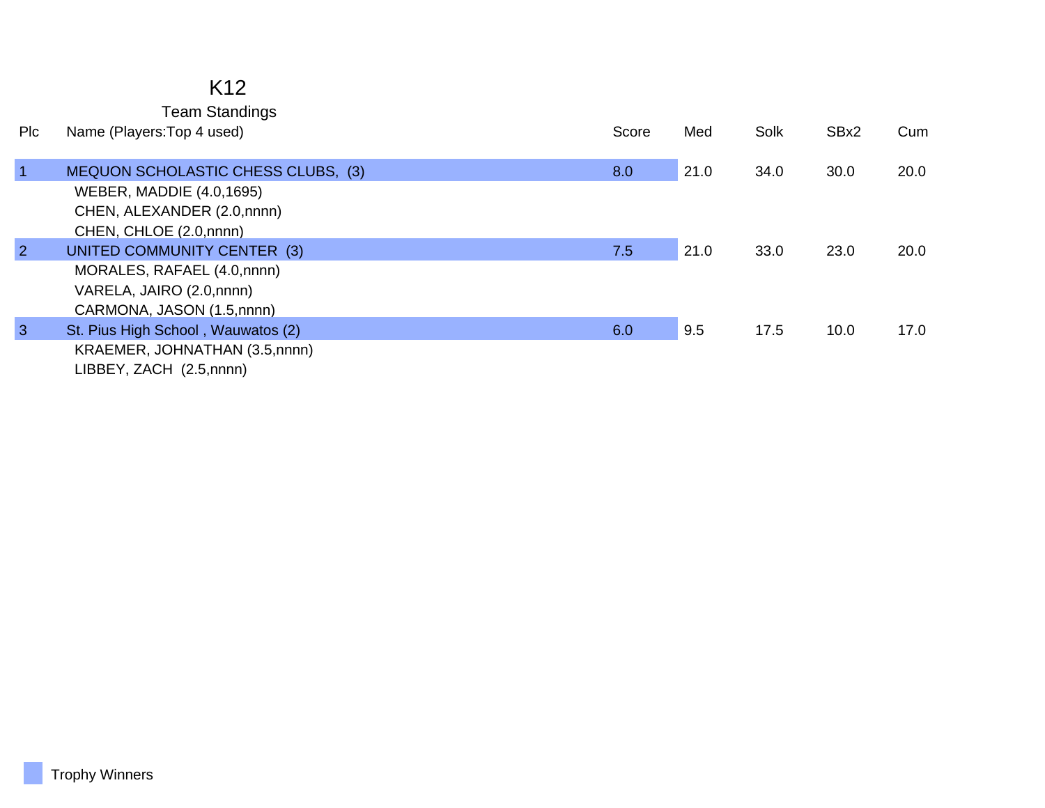# K12

## Team Standings

| Plc | Name (Players:Top 4 used) | Score | Med | Solk | SBx2 | Cum |
|---|---|---|---|---|---|---|
| 1 | MEQUON SCHOLASTIC CHESS CLUBS, (3) | 8.0 | 21.0 | 34.0 | 30.0 | 20.0 |
| | WEBER, MADDIE (4.0,1695) | | | | | |
| | CHEN, ALEXANDER (2.0,nnnn) | | | | | |
| | CHEN, CHLOE (2.0,nnnn) | | | | | |
| 2 | UNITED COMMUNITY CENTER (3) | 7.5 | 21.0 | 33.0 | 23.0 | 20.0 |
| | MORALES, RAFAEL (4.0,nnnn) | | | | | |
| | VARELA, JAIRO (2.0,nnnn) | | | | | |
| | CARMONA, JASON (1.5,nnnn) | | | | | |
| 3 | St. Pius High School , Wauwatos (2) | 6.0 | 9.5 | 17.5 | 10.0 | 17.0 |
| | KRAEMER, JOHNATHAN (3.5,nnnn) | | | | | |
| | LIBBEY, ZACH (2.5,nnnn) | | | | | |

Trophy Winners